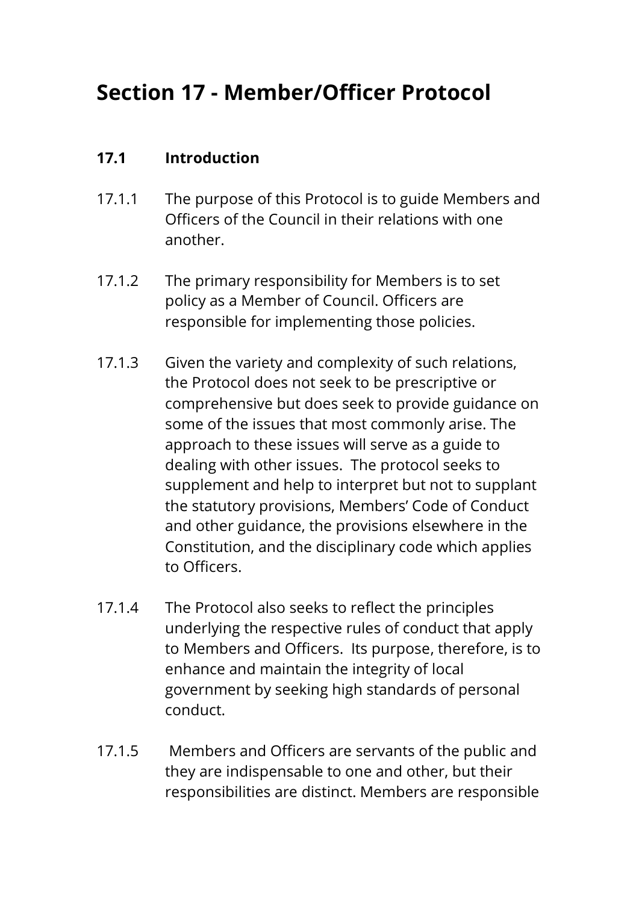# Section 17 - Member/Officer Protocol

## 17.1 Introduction

17.1.1 The purpose of this Protocol is to guide Members and Officers of the Council in their relations with one another.

17.1.2 The primary responsibility for Members is to set policy as a Member of Council. Officers are responsible for implementing those policies.

17.1.3 Given the variety and complexity of such relations, the Protocol does not seek to be prescriptive or comprehensive but does seek to provide guidance on some of the issues that most commonly arise. The approach to these issues will serve as a guide to dealing with other issues. The protocol seeks to supplement and help to interpret but not to supplant the statutory provisions, Members' Code of Conduct and other guidance, the provisions elsewhere in the Constitution, and the disciplinary code which applies to Officers.

17.1.4 The Protocol also seeks to reflect the principles underlying the respective rules of conduct that apply to Members and Officers. Its purpose, therefore, is to enhance and maintain the integrity of local government by seeking high standards of personal conduct.

17.1.5 Members and Officers are servants of the public and they are indispensable to one and other, but their responsibilities are distinct. Members are responsible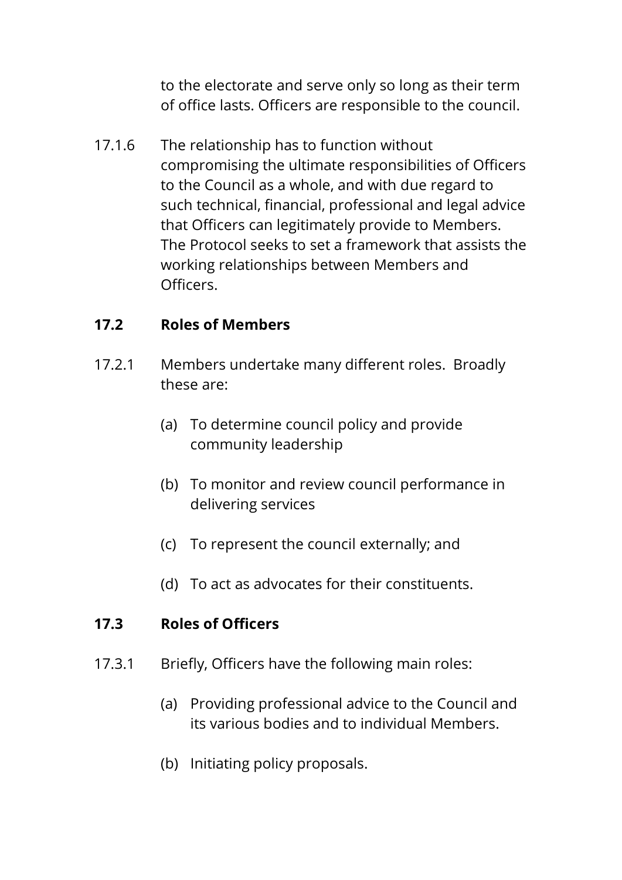to the electorate and serve only so long as their term of office lasts. Officers are responsible to the council.

17.1.6 The relationship has to function without compromising the ultimate responsibilities of Officers to the Council as a whole, and with due regard to such technical, financial, professional and legal advice that Officers can legitimately provide to Members. The Protocol seeks to set a framework that assists the working relationships between Members and Officers.

### 17.2 Roles of Members

17.2.1 Members undertake many different roles. Broadly these are:

(a) To determine council policy and provide community leadership

(b) To monitor and review council performance in delivering services

(c) To represent the council externally; and

(d) To act as advocates for their constituents.

### 17.3 Roles of Officers

17.3.1 Briefly, Officers have the following main roles:

(a) Providing professional advice to the Council and its various bodies and to individual Members.

(b) Initiating policy proposals.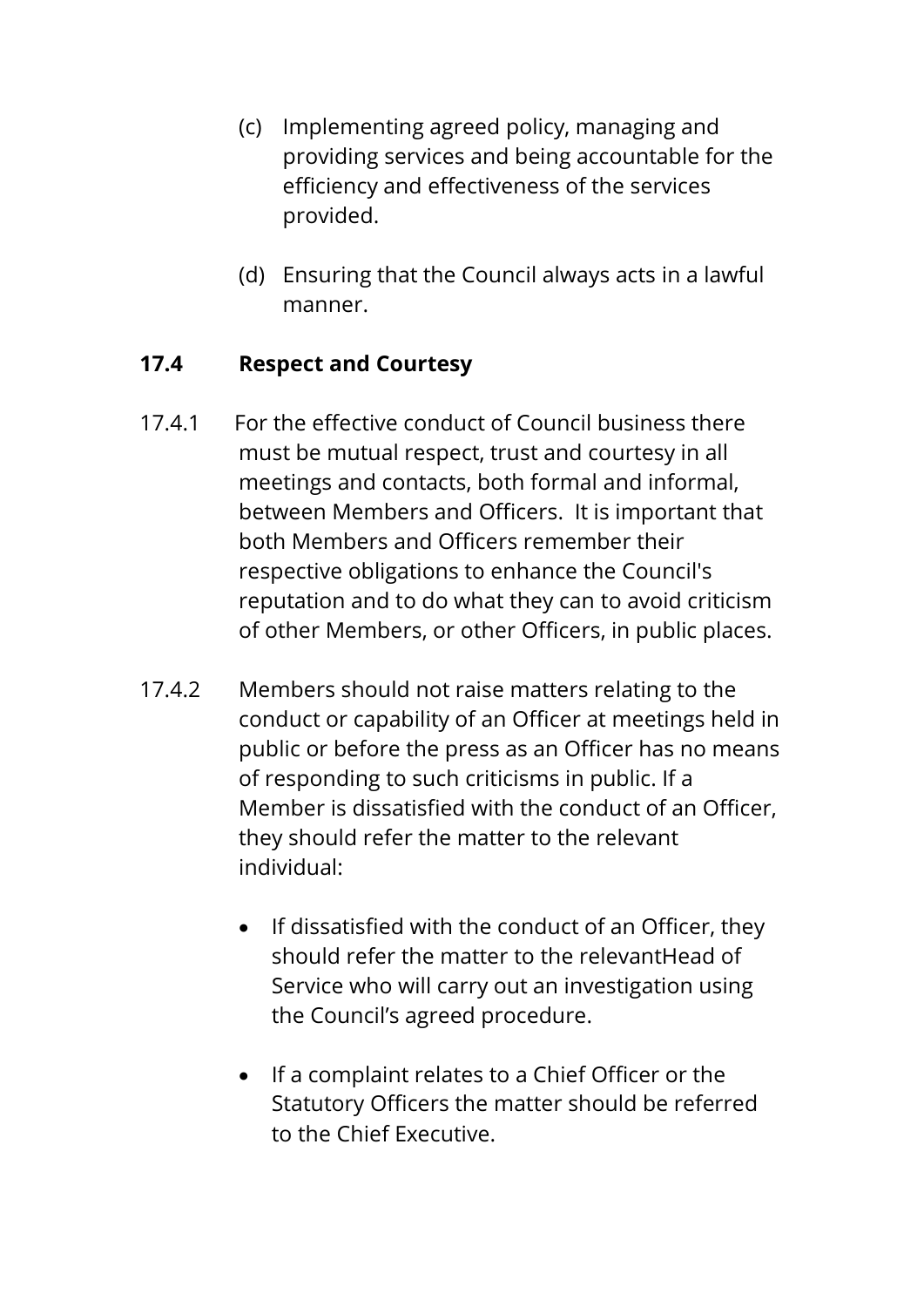(c) Implementing agreed policy, managing and providing services and being accountable for the efficiency and effectiveness of the services provided.

(d) Ensuring that the Council always acts in a lawful manner.

## 17.4 Respect and Courtesy

17.4.1 For the effective conduct of Council business there must be mutual respect, trust and courtesy in all meetings and contacts, both formal and informal, between Members and Officers. It is important that both Members and Officers remember their respective obligations to enhance the Council's reputation and to do what they can to avoid criticism of other Members, or other Officers, in public places.

17.4.2 Members should not raise matters relating to the conduct or capability of an Officer at meetings held in public or before the press as an Officer has no means of responding to such criticisms in public. If a Member is dissatisfied with the conduct of an Officer, they should refer the matter to the relevant individual:

- If dissatisfied with the conduct of an Officer, they should refer the matter to the relevantHead of Service who will carry out an investigation using the Council's agreed procedure.

- If a complaint relates to a Chief Officer or the Statutory Officers the matter should be referred to the Chief Executive.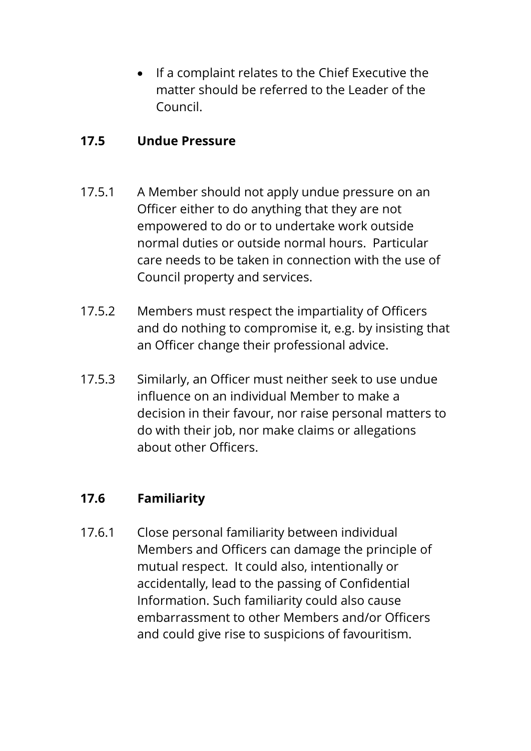- If a complaint relates to the Chief Executive the matter should be referred to the Leader of the Council.

### 17.5 Undue Pressure

17.5.1 A Member should not apply undue pressure on an Officer either to do anything that they are not empowered to do or to undertake work outside normal duties or outside normal hours. Particular care needs to be taken in connection with the use of Council property and services.

17.5.2 Members must respect the impartiality of Officers and do nothing to compromise it, e.g. by insisting that an Officer change their professional advice.

17.5.3 Similarly, an Officer must neither seek to use undue influence on an individual Member to make a decision in their favour, nor raise personal matters to do with their job, nor make claims or allegations about other Officers.

### 17.6 Familiarity

17.6.1 Close personal familiarity between individual Members and Officers can damage the principle of mutual respect. It could also, intentionally or accidentally, lead to the passing of Confidential Information. Such familiarity could also cause embarrassment to other Members and/or Officers and could give rise to suspicions of favouritism.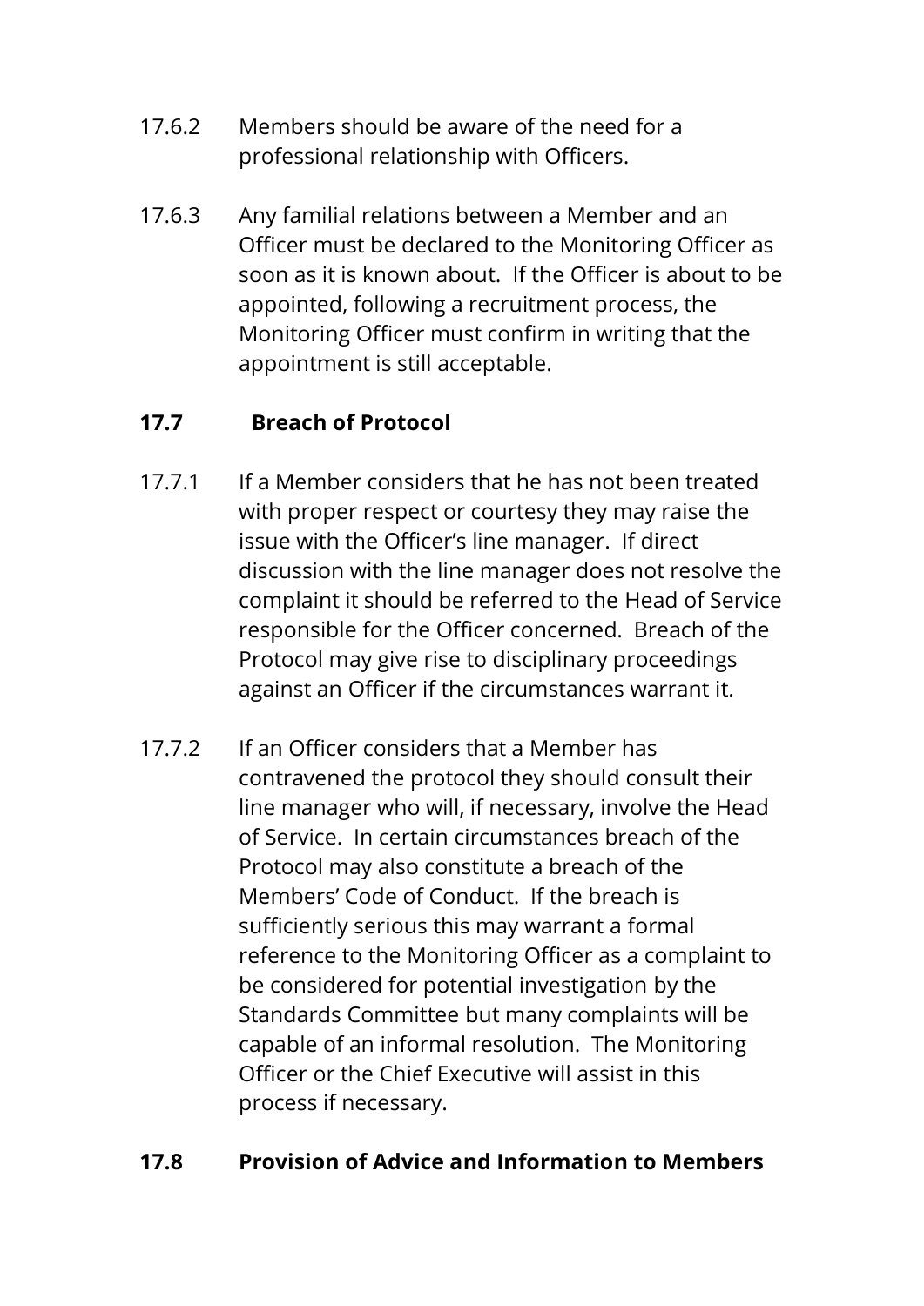17.6.2 Members should be aware of the need for a professional relationship with Officers.

17.6.3 Any familial relations between a Member and an Officer must be declared to the Monitoring Officer as soon as it is known about. If the Officer is about to be appointed, following a recruitment process, the Monitoring Officer must confirm in writing that the appointment is still acceptable.

**17.7 Breach of Protocol**

17.7.1 If a Member considers that he has not been treated with proper respect or courtesy they may raise the issue with the Officer's line manager. If direct discussion with the line manager does not resolve the complaint it should be referred to the Head of Service responsible for the Officer concerned. Breach of the Protocol may give rise to disciplinary proceedings against an Officer if the circumstances warrant it.

17.7.2 If an Officer considers that a Member has contravened the protocol they should consult their line manager who will, if necessary, involve the Head of Service. In certain circumstances breach of the Protocol may also constitute a breach of the Members' Code of Conduct. If the breach is sufficiently serious this may warrant a formal reference to the Monitoring Officer as a complaint to be considered for potential investigation by the Standards Committee but many complaints will be capable of an informal resolution. The Monitoring Officer or the Chief Executive will assist in this process if necessary.

**17.8 Provision of Advice and Information to Members**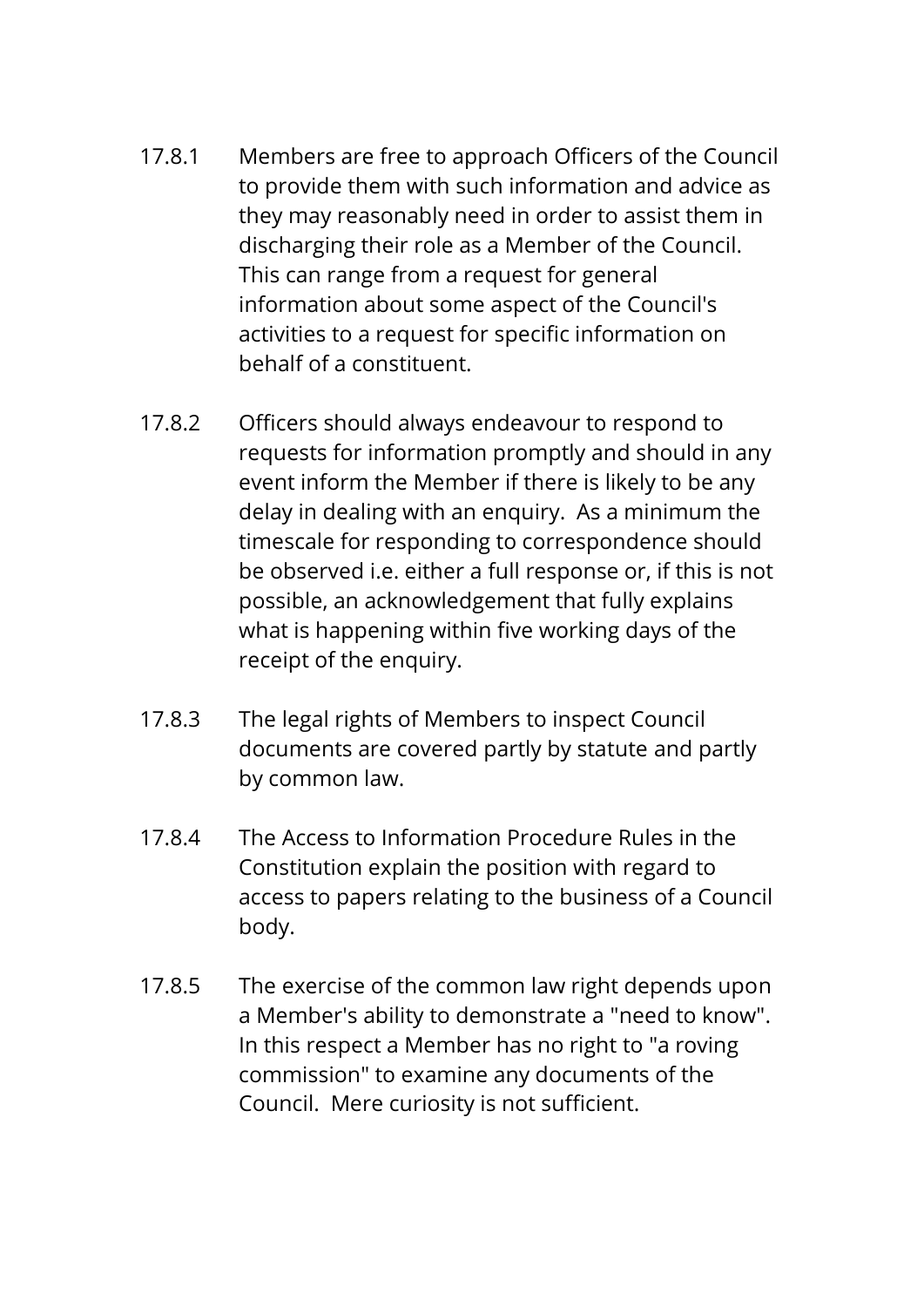17.8.1 Members are free to approach Officers of the Council to provide them with such information and advice as they may reasonably need in order to assist them in discharging their role as a Member of the Council. This can range from a request for general information about some aspect of the Council's activities to a request for specific information on behalf of a constituent.

17.8.2 Officers should always endeavour to respond to requests for information promptly and should in any event inform the Member if there is likely to be any delay in dealing with an enquiry. As a minimum the timescale for responding to correspondence should be observed i.e. either a full response or, if this is not possible, an acknowledgement that fully explains what is happening within five working days of the receipt of the enquiry.

17.8.3 The legal rights of Members to inspect Council documents are covered partly by statute and partly by common law.

17.8.4 The Access to Information Procedure Rules in the Constitution explain the position with regard to access to papers relating to the business of a Council body.

17.8.5 The exercise of the common law right depends upon a Member's ability to demonstrate a "need to know". In this respect a Member has no right to "a roving commission" to examine any documents of the Council. Mere curiosity is not sufficient.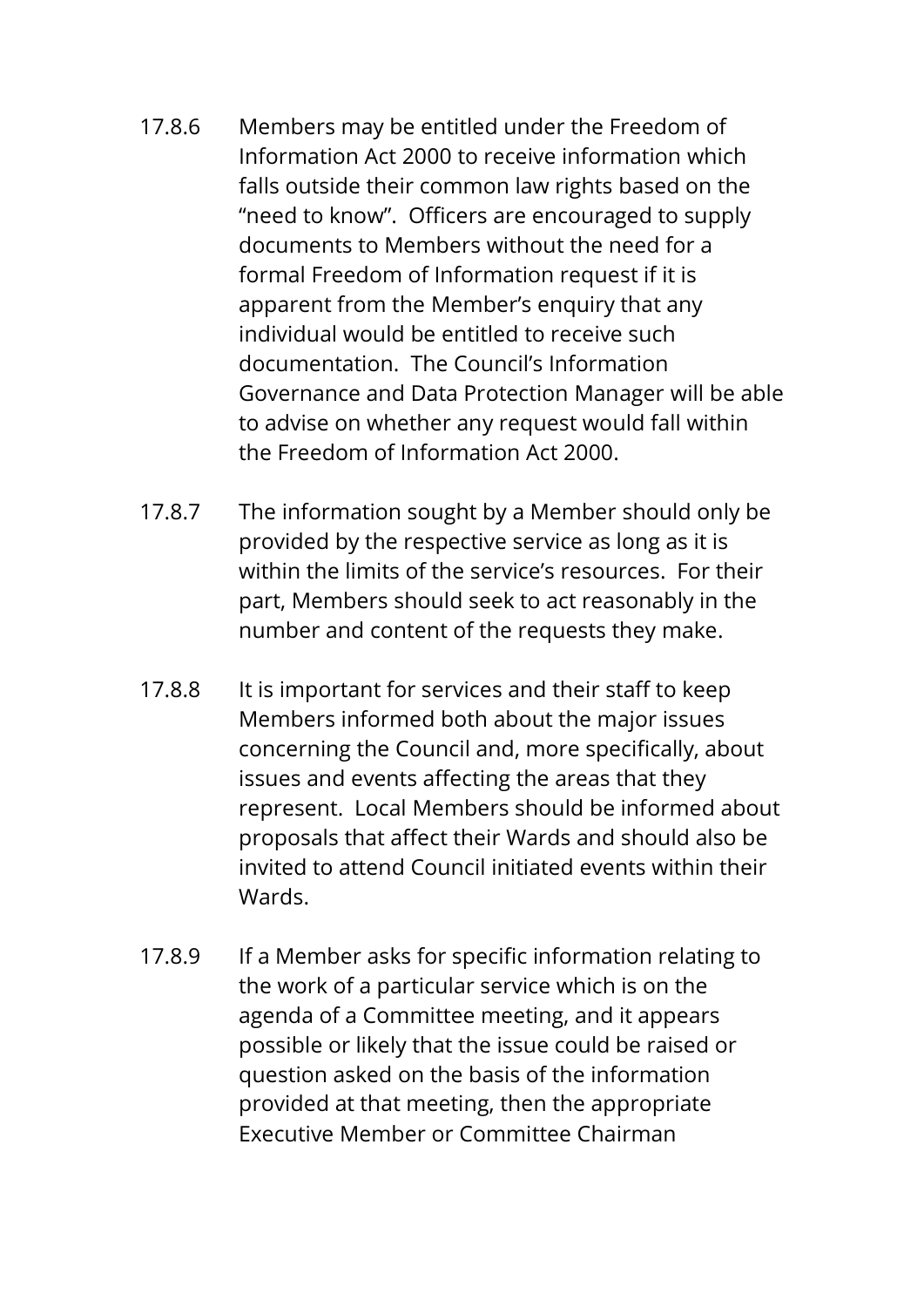17.8.6 Members may be entitled under the Freedom of Information Act 2000 to receive information which falls outside their common law rights based on the "need to know". Officers are encouraged to supply documents to Members without the need for a formal Freedom of Information request if it is apparent from the Member's enquiry that any individual would be entitled to receive such documentation. The Council's Information Governance and Data Protection Manager will be able to advise on whether any request would fall within the Freedom of Information Act 2000.

17.8.7 The information sought by a Member should only be provided by the respective service as long as it is within the limits of the service's resources. For their part, Members should seek to act reasonably in the number and content of the requests they make.

17.8.8 It is important for services and their staff to keep Members informed both about the major issues concerning the Council and, more specifically, about issues and events affecting the areas that they represent. Local Members should be informed about proposals that affect their Wards and should also be invited to attend Council initiated events within their Wards.

17.8.9 If a Member asks for specific information relating to the work of a particular service which is on the agenda of a Committee meeting, and it appears possible or likely that the issue could be raised or question asked on the basis of the information provided at that meeting, then the appropriate Executive Member or Committee Chairman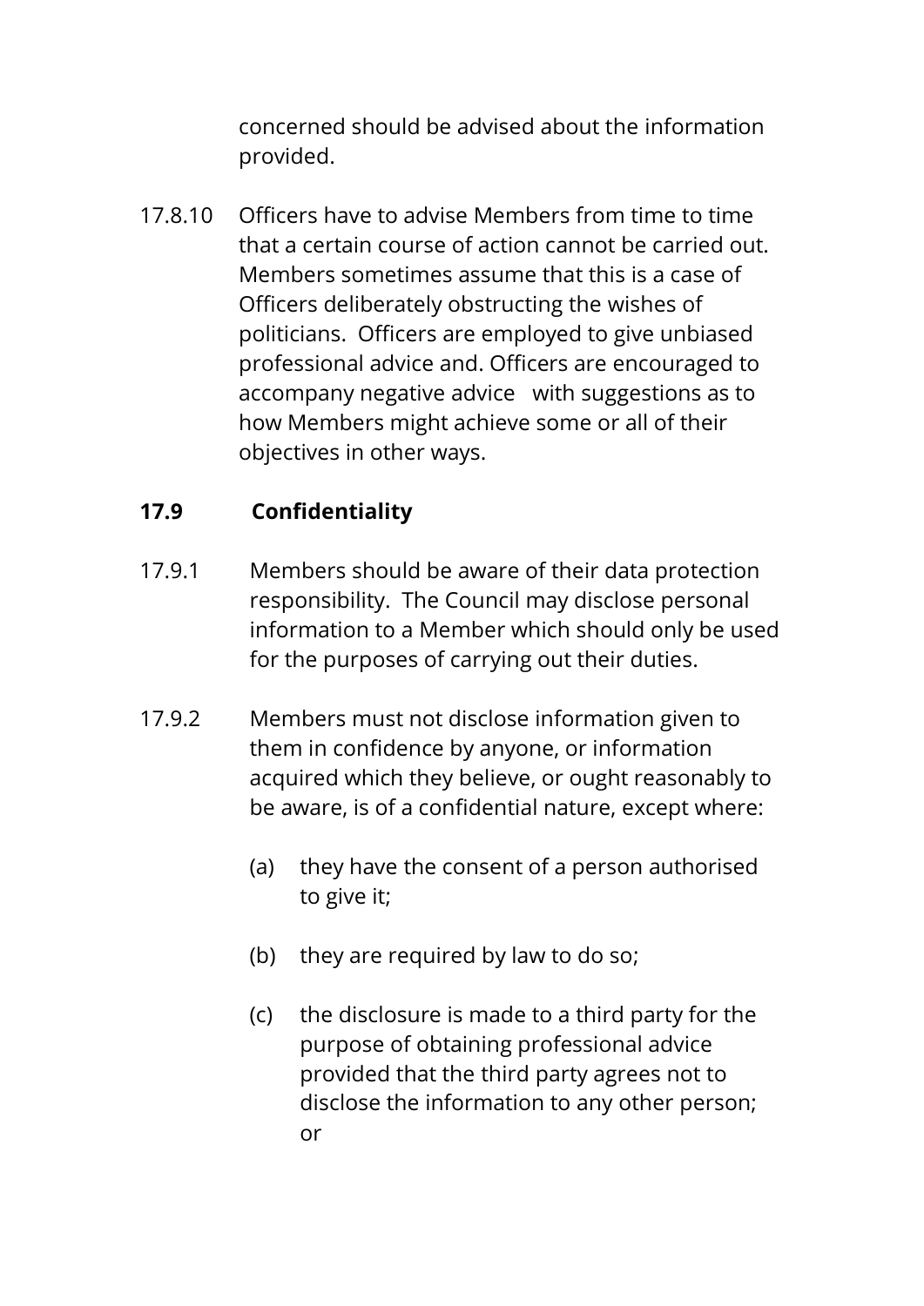concerned should be advised about the information provided.

17.8.10 Officers have to advise Members from time to time that a certain course of action cannot be carried out. Members sometimes assume that this is a case of Officers deliberately obstructing the wishes of politicians. Officers are employed to give unbiased professional advice and. Officers are encouraged to accompany negative advice with suggestions as to how Members might achieve some or all of their objectives in other ways.

### 17.9 Confidentiality

17.9.1 Members should be aware of their data protection responsibility. The Council may disclose personal information to a Member which should only be used for the purposes of carrying out their duties.

17.9.2 Members must not disclose information given to them in confidence by anyone, or information acquired which they believe, or ought reasonably to be aware, is of a confidential nature, except where:

(a) they have the consent of a person authorised to give it;

(b) they are required by law to do so;

(c) the disclosure is made to a third party for the purpose of obtaining professional advice provided that the third party agrees not to disclose the information to any other person; or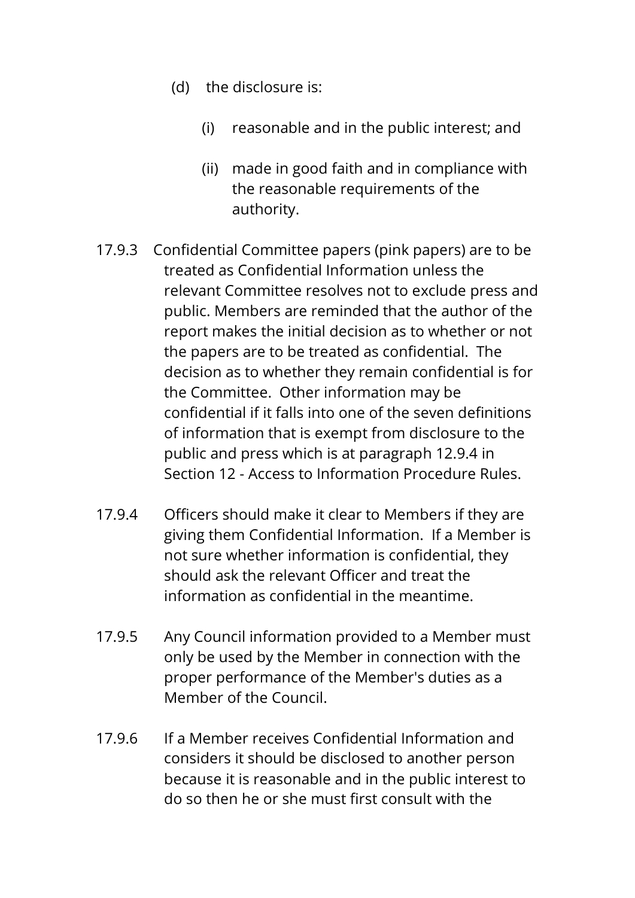(d) the disclosure is:

  (i) reasonable and in the public interest; and

  (ii) made in good faith and in compliance with the reasonable requirements of the authority.

17.9.3 Confidential Committee papers (pink papers) are to be treated as Confidential Information unless the relevant Committee resolves not to exclude press and public. Members are reminded that the author of the report makes the initial decision as to whether or not the papers are to be treated as confidential. The decision as to whether they remain confidential is for the Committee. Other information may be confidential if it falls into one of the seven definitions of information that is exempt from disclosure to the public and press which is at paragraph 12.9.4 in Section 12 - Access to Information Procedure Rules.

17.9.4 Officers should make it clear to Members if they are giving them Confidential Information. If a Member is not sure whether information is confidential, they should ask the relevant Officer and treat the information as confidential in the meantime.

17.9.5 Any Council information provided to a Member must only be used by the Member in connection with the proper performance of the Member's duties as a Member of the Council.

17.9.6 If a Member receives Confidential Information and considers it should be disclosed to another person because it is reasonable and in the public interest to do so then he or she must first consult with the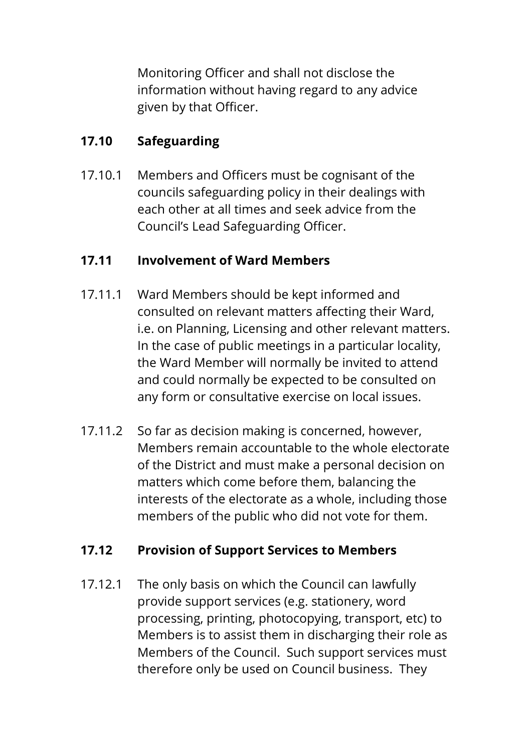Monitoring Officer and shall not disclose the information without having regard to any advice given by that Officer.

### 17.10 Safeguarding

17.10.1 Members and Officers must be cognisant of the councils safeguarding policy in their dealings with each other at all times and seek advice from the Council's Lead Safeguarding Officer.

### 17.11 Involvement of Ward Members

17.11.1 Ward Members should be kept informed and consulted on relevant matters affecting their Ward, i.e. on Planning, Licensing and other relevant matters. In the case of public meetings in a particular locality, the Ward Member will normally be invited to attend and could normally be expected to be consulted on any form or consultative exercise on local issues.

17.11.2 So far as decision making is concerned, however, Members remain accountable to the whole electorate of the District and must make a personal decision on matters which come before them, balancing the interests of the electorate as a whole, including those members of the public who did not vote for them.

### 17.12 Provision of Support Services to Members

17.12.1 The only basis on which the Council can lawfully provide support services (e.g. stationery, word processing, printing, photocopying, transport, etc) to Members is to assist them in discharging their role as Members of the Council. Such support services must therefore only be used on Council business. They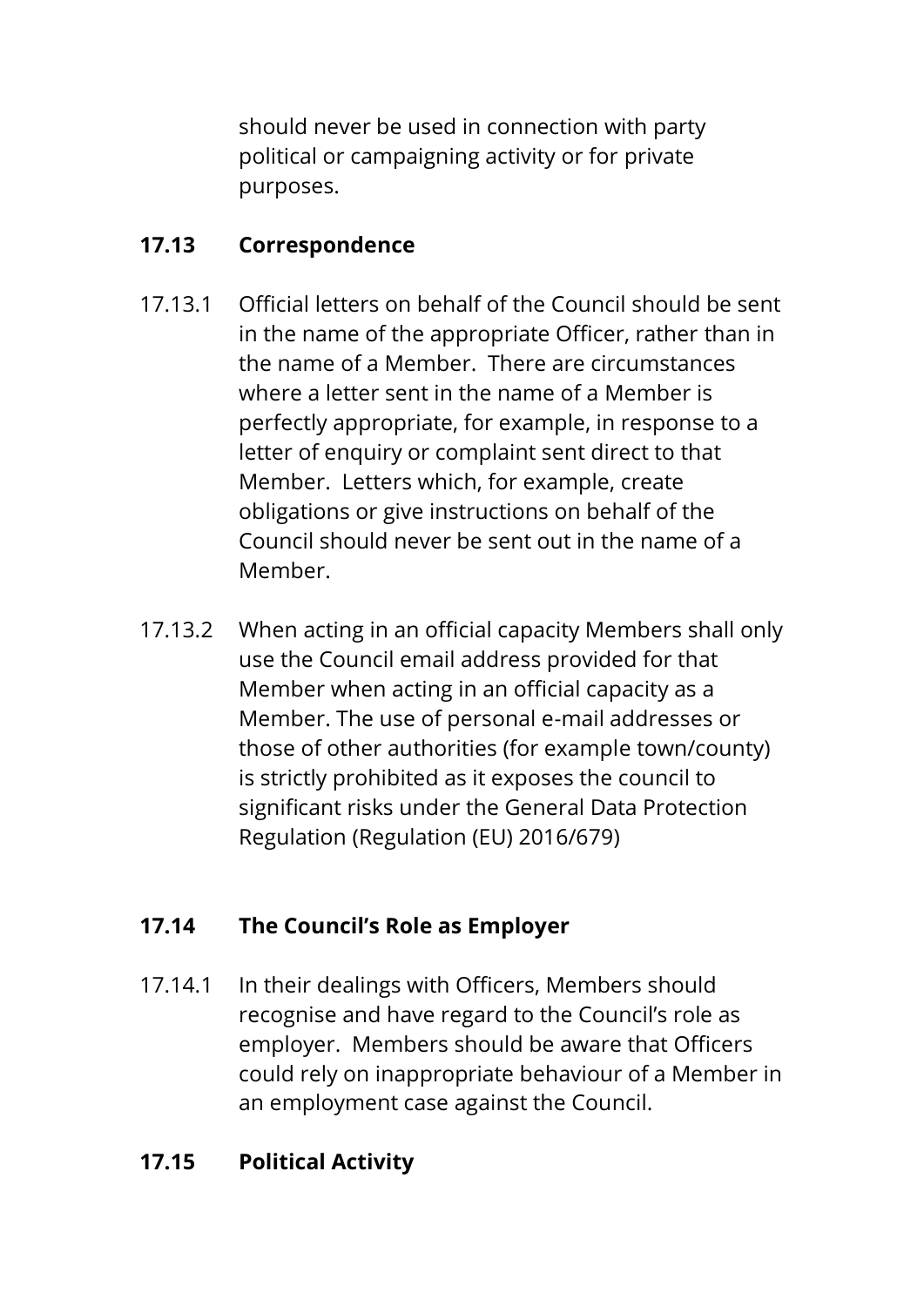should never be used in connection with party political or campaigning activity or for private purposes.

### 17.13 Correspondence

17.13.1 Official letters on behalf of the Council should be sent in the name of the appropriate Officer, rather than in the name of a Member. There are circumstances where a letter sent in the name of a Member is perfectly appropriate, for example, in response to a letter of enquiry or complaint sent direct to that Member. Letters which, for example, create obligations or give instructions on behalf of the Council should never be sent out in the name of a Member.

17.13.2 When acting in an official capacity Members shall only use the Council email address provided for that Member when acting in an official capacity as a Member. The use of personal e-mail addresses or those of other authorities (for example town/county) is strictly prohibited as it exposes the council to significant risks under the General Data Protection Regulation (Regulation (EU) 2016/679)

### 17.14 The Council's Role as Employer

17.14.1 In their dealings with Officers, Members should recognise and have regard to the Council's role as employer. Members should be aware that Officers could rely on inappropriate behaviour of a Member in an employment case against the Council.

### 17.15 Political Activity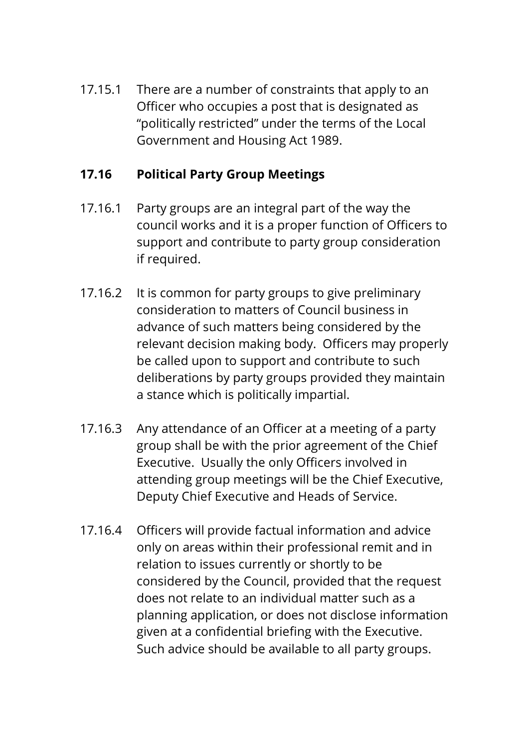17.15.1 There are a number of constraints that apply to an Officer who occupies a post that is designated as “politically restricted” under the terms of the Local Government and Housing Act 1989.

### 17.16 Political Party Group Meetings

17.16.1 Party groups are an integral part of the way the council works and it is a proper function of Officers to support and contribute to party group consideration if required.

17.16.2 It is common for party groups to give preliminary consideration to matters of Council business in advance of such matters being considered by the relevant decision making body. Officers may properly be called upon to support and contribute to such deliberations by party groups provided they maintain a stance which is politically impartial.

17.16.3 Any attendance of an Officer at a meeting of a party group shall be with the prior agreement of the Chief Executive. Usually the only Officers involved in attending group meetings will be the Chief Executive, Deputy Chief Executive and Heads of Service.

17.16.4 Officers will provide factual information and advice only on areas within their professional remit and in relation to issues currently or shortly to be considered by the Council, provided that the request does not relate to an individual matter such as a planning application, or does not disclose information given at a confidential briefing with the Executive. Such advice should be available to all party groups.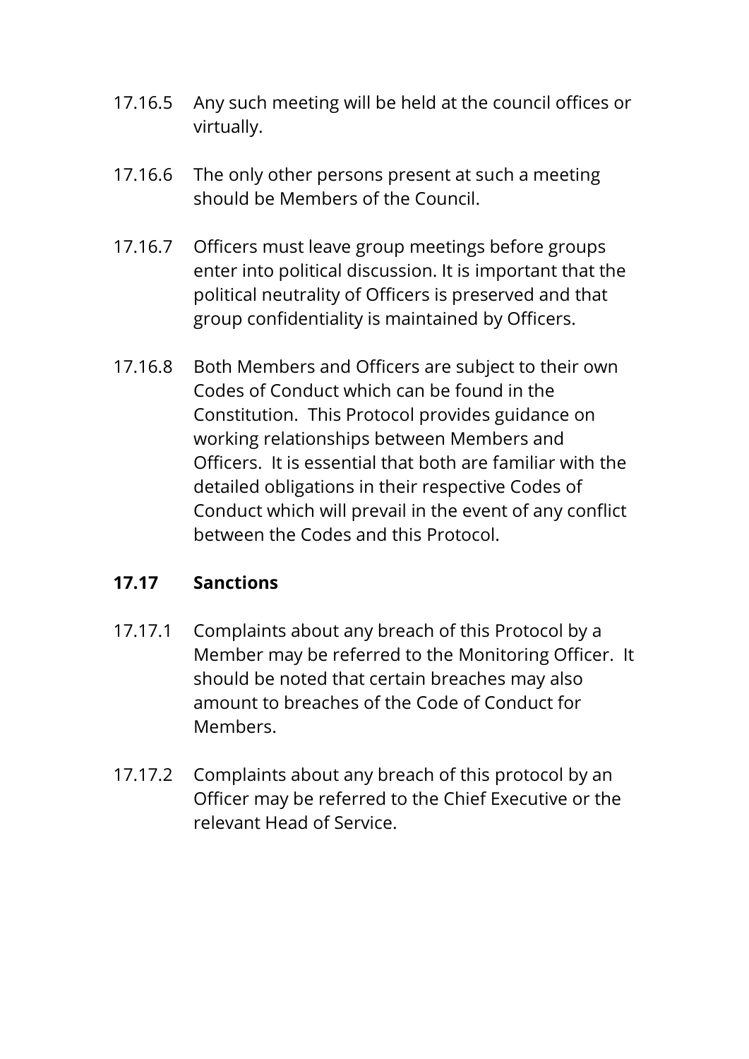17.16.5 Any such meeting will be held at the council offices or virtually.

17.16.6 The only other persons present at such a meeting should be Members of the Council.

17.16.7 Officers must leave group meetings before groups enter into political discussion. It is important that the political neutrality of Officers is preserved and that group confidentiality is maintained by Officers.

17.16.8 Both Members and Officers are subject to their own Codes of Conduct which can be found in the Constitution. This Protocol provides guidance on working relationships between Members and Officers. It is essential that both are familiar with the detailed obligations in their respective Codes of Conduct which will prevail in the event of any conflict between the Codes and this Protocol.

## 17.17 Sanctions

17.17.1 Complaints about any breach of this Protocol by a Member may be referred to the Monitoring Officer. It should be noted that certain breaches may also amount to breaches of the Code of Conduct for Members.

17.17.2 Complaints about any breach of this protocol by an Officer may be referred to the Chief Executive or the relevant Head of Service.